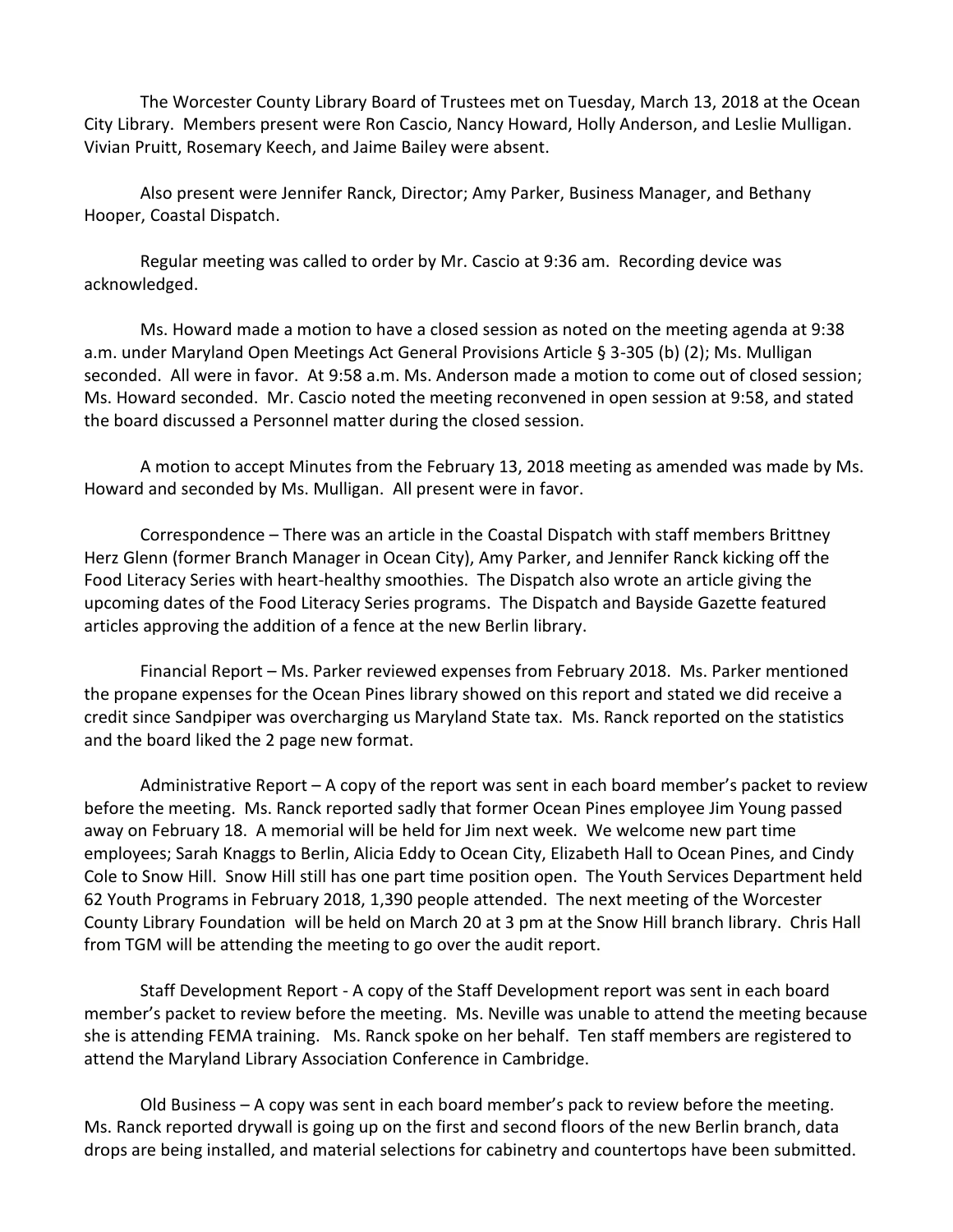The Worcester County Library Board of Trustees met on Tuesday, March 13, 2018 at the Ocean City Library. Members present were Ron Cascio, Nancy Howard, Holly Anderson, and Leslie Mulligan. Vivian Pruitt, Rosemary Keech, and Jaime Bailey were absent.

Also present were Jennifer Ranck, Director; Amy Parker, Business Manager, and Bethany Hooper, Coastal Dispatch.

Regular meeting was called to order by Mr. Cascio at 9:36 am. Recording device was acknowledged.

Ms. Howard made a motion to have a closed session as noted on the meeting agenda at 9:38 a.m. under Maryland Open Meetings Act General Provisions Article § 3-305 (b) (2); Ms. Mulligan seconded. All were in favor. At 9:58 a.m. Ms. Anderson made a motion to come out of closed session; Ms. Howard seconded. Mr. Cascio noted the meeting reconvened in open session at 9:58, and stated the board discussed a Personnel matter during the closed session.

A motion to accept Minutes from the February 13, 2018 meeting as amended was made by Ms. Howard and seconded by Ms. Mulligan. All present were in favor.

Correspondence – There was an article in the Coastal Dispatch with staff members Brittney Herz Glenn (former Branch Manager in Ocean City), Amy Parker, and Jennifer Ranck kicking off the Food Literacy Series with heart-healthy smoothies. The Dispatch also wrote an article giving the upcoming dates of the Food Literacy Series programs. The Dispatch and Bayside Gazette featured articles approving the addition of a fence at the new Berlin library.

Financial Report – Ms. Parker reviewed expenses from February 2018. Ms. Parker mentioned the propane expenses for the Ocean Pines library showed on this report and stated we did receive a credit since Sandpiper was overcharging us Maryland State tax. Ms. Ranck reported on the statistics and the board liked the 2 page new format.

Administrative Report – A copy of the report was sent in each board member's packet to review before the meeting. Ms. Ranck reported sadly that former Ocean Pines employee Jim Young passed away on February 18. A memorial will be held for Jim next week. We welcome new part time employees; Sarah Knaggs to Berlin, Alicia Eddy to Ocean City, Elizabeth Hall to Ocean Pines, and Cindy Cole to Snow Hill. Snow Hill still has one part time position open. The Youth Services Department held 62 Youth Programs in February 2018, 1,390 people attended. The next meeting of the Worcester County Library Foundation will be held on March 20 at 3 pm at the Snow Hill branch library. Chris Hall from TGM will be attending the meeting to go over the audit report.

Staff Development Report - A copy of the Staff Development report was sent in each board member's packet to review before the meeting. Ms. Neville was unable to attend the meeting because she is attending FEMA training. Ms. Ranck spoke on her behalf. Ten staff members are registered to attend the Maryland Library Association Conference in Cambridge.

Old Business – A copy was sent in each board member's pack to review before the meeting. Ms. Ranck reported drywall is going up on the first and second floors of the new Berlin branch, data drops are being installed, and material selections for cabinetry and countertops have been submitted.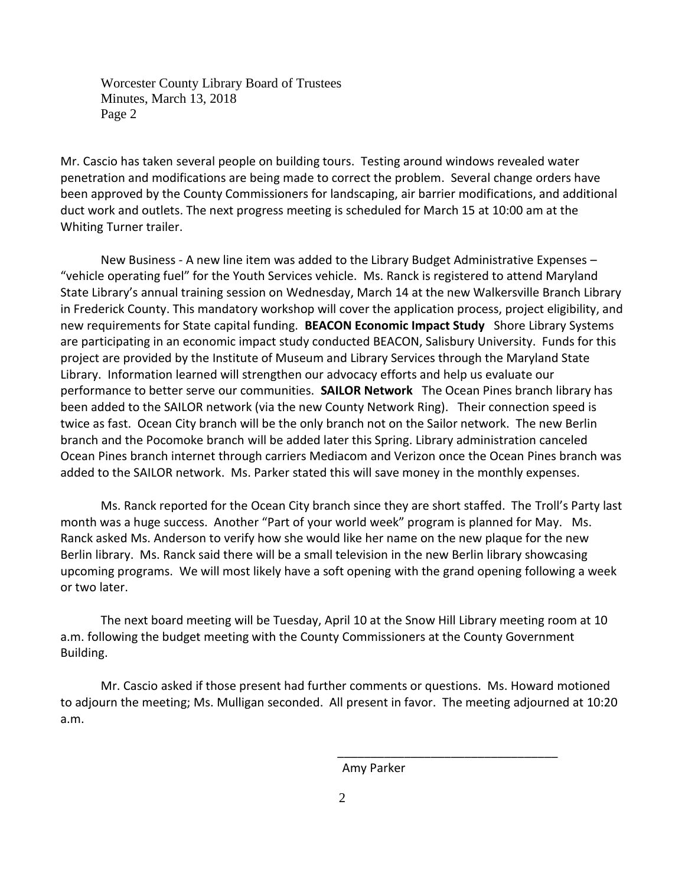Mr. Cascio has taken several people on building tours. Testing around windows revealed water penetration and modifications are being made to correct the problem. Several change orders have been approved by the County Commissioners for landscaping, air barrier modifications, and additional duct work and outlets. The next progress meeting is scheduled for March 15 at 10:00 am at the Whiting Turner trailer.

New Business - A new line item was added to the Library Budget Administrative Expenses – "vehicle operating fuel" for the Youth Services vehicle. Ms. Ranck is registered to attend Maryland State Library's annual training session on Wednesday, March 14 at the new Walkersville Branch Library in Frederick County. This mandatory workshop will cover the application process, project eligibility, and new requirements for State capital funding. **BEACON Economic Impact Study** Shore Library Systems are participating in an economic impact study conducted BEACON, Salisbury University. Funds for this project are provided by the Institute of Museum and Library Services through the Maryland State Library. Information learned will strengthen our advocacy efforts and help us evaluate our performance to better serve our communities. **SAILOR Network** The Ocean Pines branch library has been added to the SAILOR network (via the new County Network Ring). Their connection speed is twice as fast. Ocean City branch will be the only branch not on the Sailor network. The new Berlin branch and the Pocomoke branch will be added later this Spring. Library administration canceled Ocean Pines branch internet through carriers Mediacom and Verizon once the Ocean Pines branch was added to the SAILOR network. Ms. Parker stated this will save money in the monthly expenses.

Ms. Ranck reported for the Ocean City branch since they are short staffed. The Troll's Party last month was a huge success. Another "Part of your world week" program is planned for May. Ms. Ranck asked Ms. Anderson to verify how she would like her name on the new plaque for the new Berlin library. Ms. Ranck said there will be a small television in the new Berlin library showcasing upcoming programs. We will most likely have a soft opening with the grand opening following a week or two later.

The next board meeting will be Tuesday, April 10 at the Snow Hill Library meeting room at 10 a.m. following the budget meeting with the County Commissioners at the County Government Building.

Mr. Cascio asked if those present had further comments or questions. Ms. Howard motioned to adjourn the meeting; Ms. Mulligan seconded. All present in favor. The meeting adjourned at 10:20 a.m.

\_\_\_\_\_\_\_\_\_\_\_\_\_\_\_\_\_\_\_\_\_\_\_\_\_\_\_\_\_\_\_\_\_\_

Amy Parker